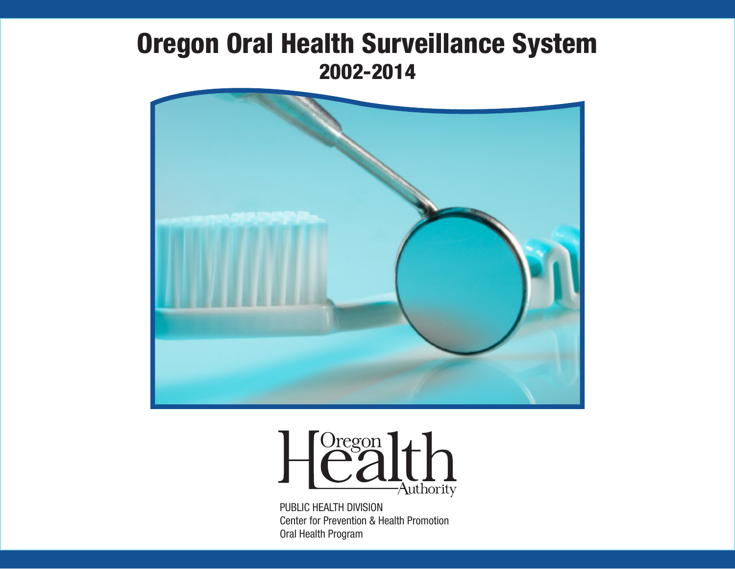# Oregon Oral Health Surveillance System

## 2002-2014

Oregon Health Authority

PUBLIC HEALTH DIVISION
Center for Prevention & Health Promotion
Oral Health Program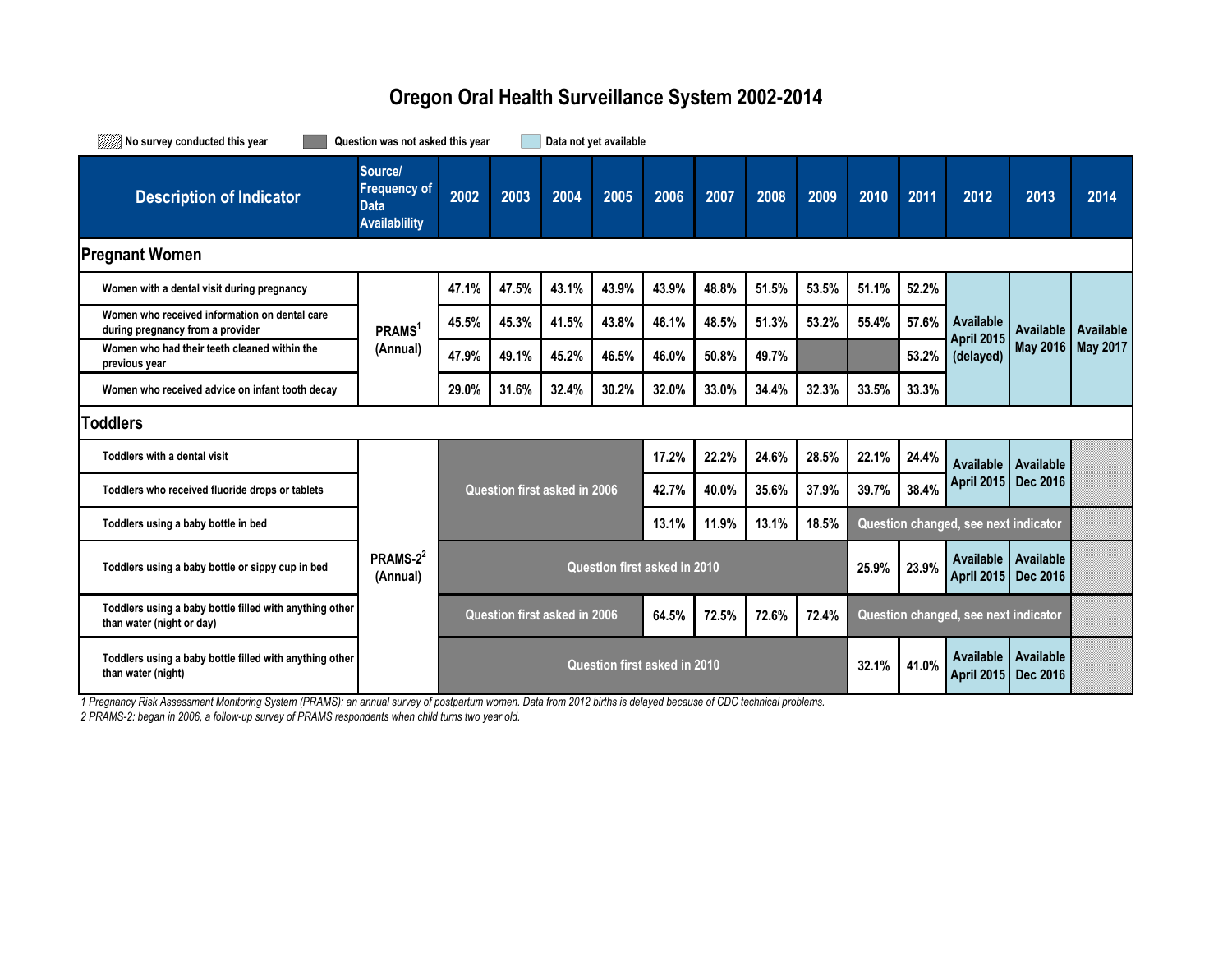# Oregon Oral Health Surveillance System 2002-2014

Legend: No survey conducted this year | Question was not asked this year | Data not yet available

| Description of Indicator | Source/ Frequency of Data Availablility | 2002 | 2003 | 2004 | 2005 | 2006 | 2007 | 2008 | 2009 | 2010 | 2011 | 2012 | 2013 | 2014 |
|---|---|---|---|---|---|---|---|---|---|---|---|---|---|---|
| **Pregnant Women** | | | | | | | | | | | | | | |
| Women with a dental visit during pregnancy | PRAMS[1] (Annual) | 47.1% | 47.5% | 43.1% | 43.9% | 43.9% | 48.8% | 51.5% | 53.5% | 51.1% | 52.2% | Available April 2015 (delayed) | Available May 2016 | Available May 2017 |
| Women who received information on dental care during pregnancy from a provider | | 45.5% | 45.3% | 41.5% | 43.8% | 46.1% | 48.5% | 51.3% | 53.2% | 55.4% | 57.6% | | | |
| Women who had their teeth cleaned within the previous year | | 47.9% | 49.1% | 45.2% | 46.5% | 46.0% | 50.8% | 49.7% | | | 53.2% | | | |
| Women who received advice on infant tooth decay | | 29.0% | 31.6% | 32.4% | 30.2% | 32.0% | 33.0% | 34.4% | 32.3% | 33.5% | 33.3% | | | |
| **Toddlers** | | | | | | | | | | | | | | |
| Toddlers with a dental visit | PRAMS-2[2] (Annual) | Question first asked in 2006 | | | | 17.2% | 22.2% | 24.6% | 28.5% | 22.1% | 24.4% | Available April 2015 | Available Dec 2016 | |
| Toddlers who received fluoride drops or tablets | | Question first asked in 2006 | | | | 42.7% | 40.0% | 35.6% | 37.9% | 39.7% | 38.4% | Available April 2015 | Available Dec 2016 | |
| Toddlers using a baby bottle in bed | | Question first asked in 2006 | | | | 13.1% | 11.9% | 13.1% | 18.5% | Question changed, see next indicator | | | | |
| Toddlers using a baby bottle or sippy cup in bed | | Question first asked in 2010 | | | | | | | | 25.9% | 23.9% | Available April 2015 | Available Dec 2016 | |
| Toddlers using a baby bottle filled with anything other than water (night or day) | | Question first asked in 2006 | | | | 64.5% | 72.5% | 72.6% | 72.4% | Question changed, see next indicator | | | | |
| Toddlers using a baby bottle filled with anything other than water (night) | | Question first asked in 2010 | | | | | | | | 32.1% | 41.0% | Available April 2015 | Available Dec 2016 | |

*1 Pregnancy Risk Assessment Monitoring System (PRAMS): an annual survey of postpartum women. Data from 2012 births is delayed because of CDC technical problems.*

*2 PRAMS-2: began in 2006, a follow-up survey of PRAMS respondents when child turns two year old.*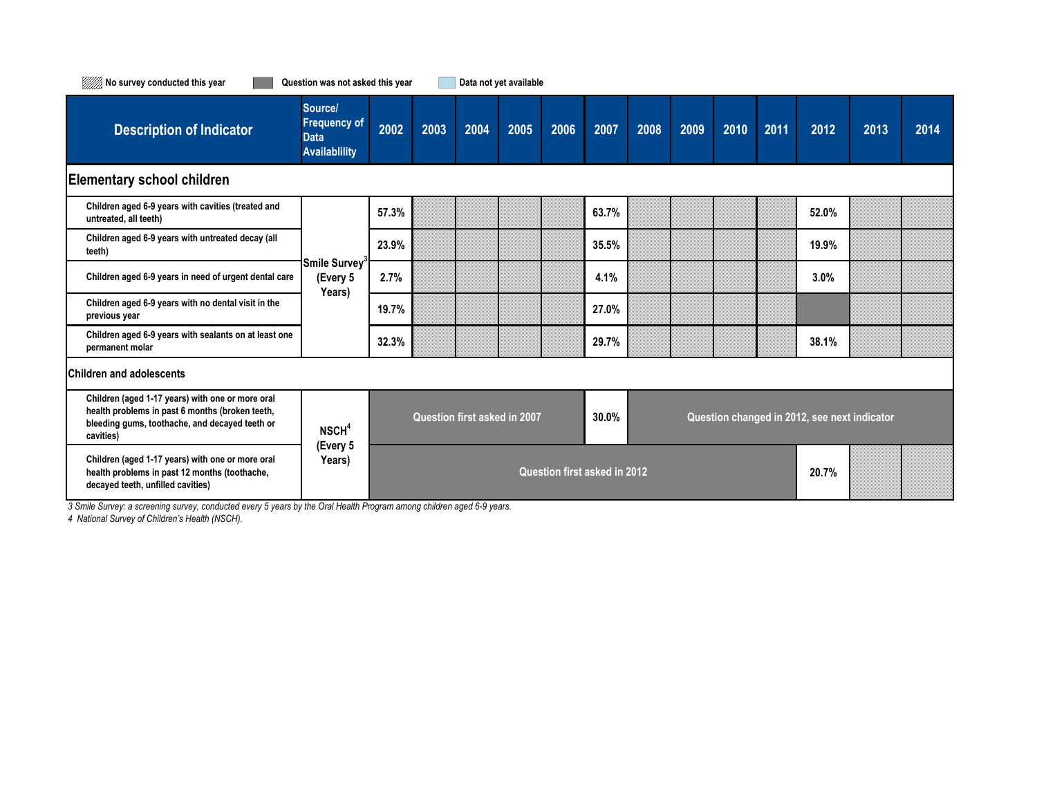No survey conducted this year | Question was not asked this year | Data not yet available

| Description of Indicator | Source/ Frequency of Data Availablility | 2002 | 2003 | 2004 | 2005 | 2006 | 2007 | 2008 | 2009 | 2010 | 2011 | 2012 | 2013 | 2014 |
|---|---|---|---|---|---|---|---|---|---|---|---|---|---|---|
| **Elementary school children** | | | | | | | | | | | | | | |
| Children aged 6-9 years with cavities (treated and untreated, all teeth) | Smile Survey[3] (Every 5 Years) | 57.3% | | | | | 63.7% | | | | | 52.0% | | |
| Children aged 6-9 years with untreated decay (all teeth) | | 23.9% | | | | | 35.5% | | | | | 19.9% | | |
| Children aged 6-9 years in need of urgent dental care | | 2.7% | | | | | 4.1% | | | | | 3.0% | | |
| Children aged 6-9 years with no dental visit in the previous year | | 19.7% | | | | | 27.0% | | | | | | | |
| Children aged 6-9 years with sealants on at least one permanent molar | | 32.3% | | | | | 29.7% | | | | | 38.1% | | |
| **Children and adolescents** | | | | | | | | | | | | | | |
| Children (aged 1-17 years) with one or more oral health problems in past 6 months (broken teeth, bleeding gums, toothache, and decayed teeth or cavities) | NSCH[4] (Every 5 Years) | Question first asked in 2007 | | | | | 30.0% | Question changed in 2012, see next indicator | | | | | | |
| Children (aged 1-17 years) with one or more oral health problems in past 12 months (toothache, decayed teeth, unfilled cavities) | | Question first asked in 2012 | | | | | | | | | | 20.7% | | |

*3 Smile Survey: a screening survey, conducted every 5 years by the Oral Health Program among children aged 6-9 years.*

*4 National Survey of Children's Health (NSCH).*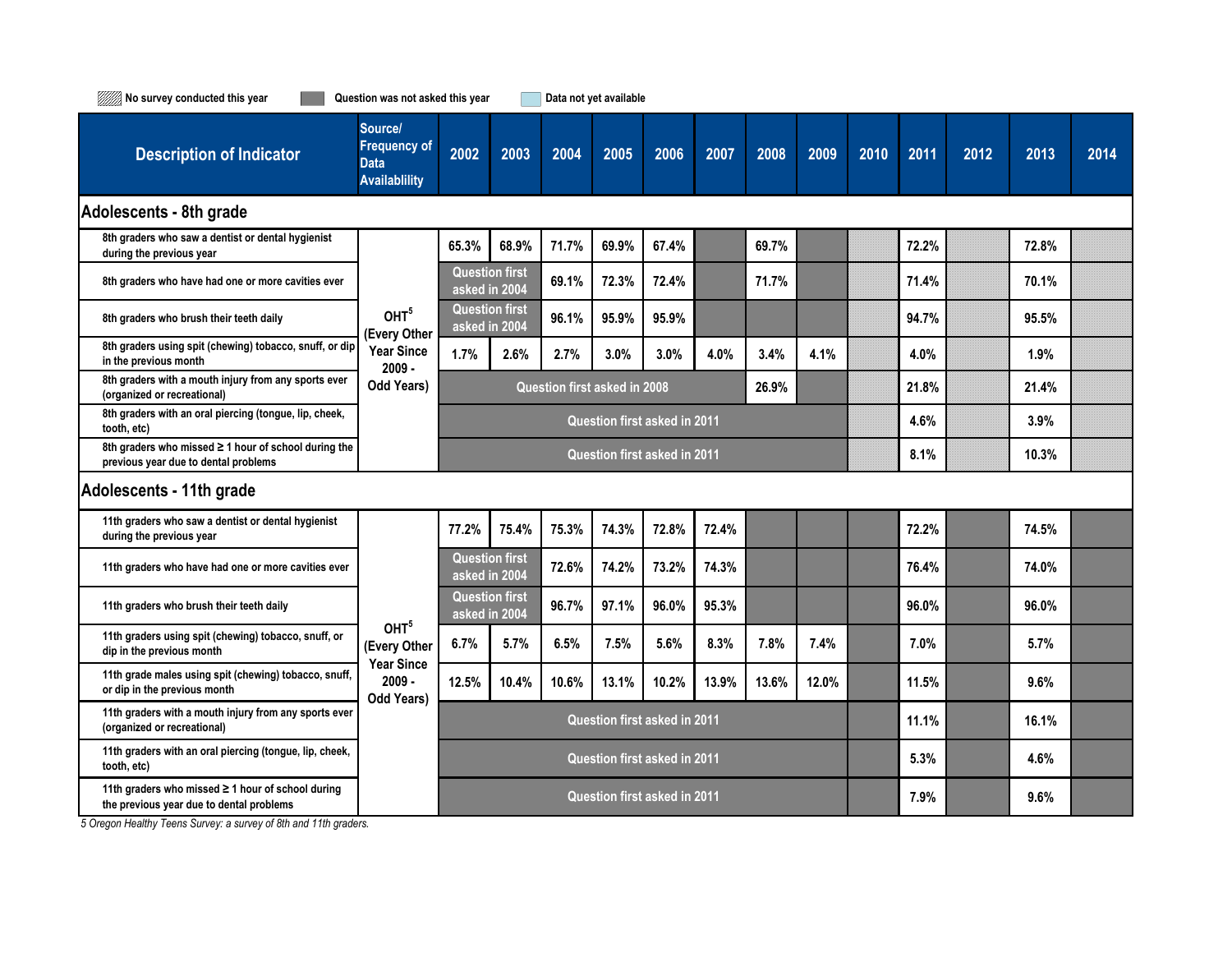Legend: No survey conducted this year | Question was not asked this year | Data not yet available

| Description of Indicator | Source/ Frequency of Data Availablility | 2002 | 2003 | 2004 | 2005 | 2006 | 2007 | 2008 | 2009 | 2010 | 2011 | 2012 | 2013 | 2014 |
|---|---|---|---|---|---|---|---|---|---|---|---|---|---|---|
| **Adolescents - 8th grade** | | | | | | | | | | | | | | |
| 8th graders who saw a dentist or dental hygienist during the previous year | OHT[5] (Every Other Year Since 2009 - Odd Years) | 65.3% | 68.9% | 71.7% | 69.9% | 67.4% | | 69.7% | | | 72.2% | | 72.8% | |
| 8th graders who have had one or more cavities ever | | Question first asked in 2004 | | 69.1% | 72.3% | 72.4% | | 71.7% | | | 71.4% | | 70.1% | |
| 8th graders who brush their teeth daily | | Question first asked in 2004 | | 96.1% | 95.9% | 95.9% | | | | | 94.7% | | 95.5% | |
| 8th graders using spit (chewing) tobacco, snuff, or dip in the previous month | | 1.7% | 2.6% | 2.7% | 3.0% | 3.0% | 4.0% | 3.4% | 4.1% | | 4.0% | | 1.9% | |
| 8th graders with a mouth injury from any sports ever (organized or recreational) | | Question first asked in 2008 | | | | | | 26.9% | | | 21.8% | | 21.4% | |
| 8th graders with an oral piercing (tongue, lip, cheek, tooth, etc) | | Question first asked in 2011 | | | | | | | | | 4.6% | | 3.9% | |
| 8th graders who missed ≥ 1 hour of school during the previous year due to dental problems | | Question first asked in 2011 | | | | | | | | | 8.1% | | 10.3% | |
| **Adolescents - 11th grade** | | | | | | | | | | | | | | |
| 11th graders who saw a dentist or dental hygienist during the previous year | OHT[5] (Every Other Year Since 2009 - Odd Years) | 77.2% | 75.4% | 75.3% | 74.3% | 72.8% | 72.4% | | | | 72.2% | | 74.5% | |
| 11th graders who have had one or more cavities ever | | Question first asked in 2004 | | 72.6% | 74.2% | 73.2% | 74.3% | | | | 76.4% | | 74.0% | |
| 11th graders who brush their teeth daily | | Question first asked in 2004 | | 96.7% | 97.1% | 96.0% | 95.3% | | | | 96.0% | | 96.0% | |
| 11th graders using spit (chewing) tobacco, snuff, or dip in the previous month | | 6.7% | 5.7% | 6.5% | 7.5% | 5.6% | 8.3% | 7.8% | 7.4% | | 7.0% | | 5.7% | |
| 11th grade males using spit (chewing) tobacco, snuff, or dip in the previous month | | 12.5% | 10.4% | 10.6% | 13.1% | 10.2% | 13.9% | 13.6% | 12.0% | | 11.5% | | 9.6% | |
| 11th graders with a mouth injury from any sports ever (organized or recreational) | | Question first asked in 2011 | | | | | | | | | 11.1% | | 16.1% | |
| 11th graders with an oral piercing (tongue, lip, cheek, tooth, etc) | | Question first asked in 2011 | | | | | | | | | 5.3% | | 4.6% | |
| 11th graders who missed ≥ 1 hour of school during the previous year due to dental problems | | Question first asked in 2011 | | | | | | | | | 7.9% | | 9.6% | |

*5 Oregon Healthy Teens Survey: a survey of 8th and 11th graders.*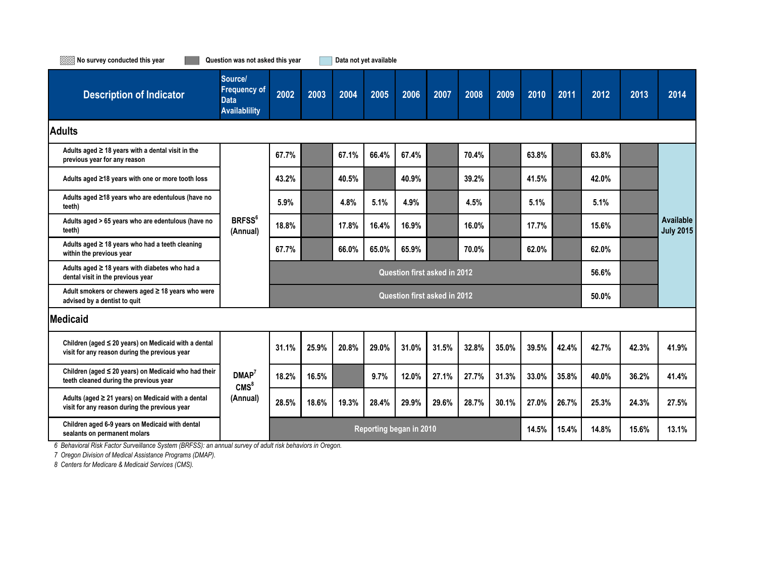No survey conducted this year | Question was not asked this year | Data not yet available

| Description of Indicator | Source/ Frequency of Data Availablility | 2002 | 2003 | 2004 | 2005 | 2006 | 2007 | 2008 | 2009 | 2010 | 2011 | 2012 | 2013 | 2014 |
|---|---|---|---|---|---|---|---|---|---|---|---|---|---|---|
| **Adults** | | | | | | | | | | | | | | |
| Adults aged ≥ 18 years with a dental visit in the previous year for any reason | BRFSS[6] (Annual) | 67.7% | | 67.1% | 66.4% | 67.4% | | 70.4% | | 63.8% | | 63.8% | | Available July 2015 |
| Adults aged ≥18 years with one or more tooth loss | | 43.2% | | 40.5% | | 40.9% | | 39.2% | | 41.5% | | 42.0% | | |
| Adults aged ≥18 years who are edentulous (have no teeth) | | 5.9% | | 4.8% | 5.1% | 4.9% | | 4.5% | | 5.1% | | 5.1% | | |
| Adults aged > 65 years who are edentulous (have no teeth) | | 18.8% | | 17.8% | 16.4% | 16.9% | | 16.0% | | 17.7% | | 15.6% | | |
| Adults aged ≥ 18 years who had a teeth cleaning within the previous year | | 67.7% | | 66.0% | 65.0% | 65.9% | | 70.0% | | 62.0% | | 62.0% | | |
| Adults aged ≥ 18 years with diabetes who had a dental visit in the previous year | | Question first asked in 2012 | | | | | | | | | | 56.6% | | |
| Adult smokers or chewers aged ≥ 18 years who were advised by a dentist to quit | | Question first asked in 2012 | | | | | | | | | | 50.0% | | |
| **Medicaid** | | | | | | | | | | | | | | |
| Children (aged ≤ 20 years) on Medicaid with a dental visit for any reason during the previous year | DMAP[7] CMS[8] (Annual) | 31.1% | 25.9% | 20.8% | 29.0% | 31.0% | 31.5% | 32.8% | 35.0% | 39.5% | 42.4% | 42.7% | 42.3% | 41.9% |
| Children (aged ≤ 20 years) on Medicaid who had their teeth cleaned during the previous year | | 18.2% | 16.5% | | 9.7% | 12.0% | 27.1% | 27.7% | 31.3% | 33.0% | 35.8% | 40.0% | 36.2% | 41.4% |
| Adults (aged ≥ 21 years) on Medicaid with a dental visit for any reason during the previous year | | 28.5% | 18.6% | 19.3% | 28.4% | 29.9% | 29.6% | 28.7% | 30.1% | 27.0% | 26.7% | 25.3% | 24.3% | 27.5% |
| Children aged 6-9 years on Medicaid with dental sealants on permanent molars | | Reporting began in 2010 | | | | | | | | 14.5% | 15.4% | 14.8% | 15.6% | 13.1% |

*6 Behavioral Risk Factor Surveillance System (BRFSS): an annual survey of adult risk behaviors in Oregon.*

*7 Oregon Division of Medical Assistance Programs (DMAP).*

*8 Centers for Medicare & Medicaid Services (CMS).*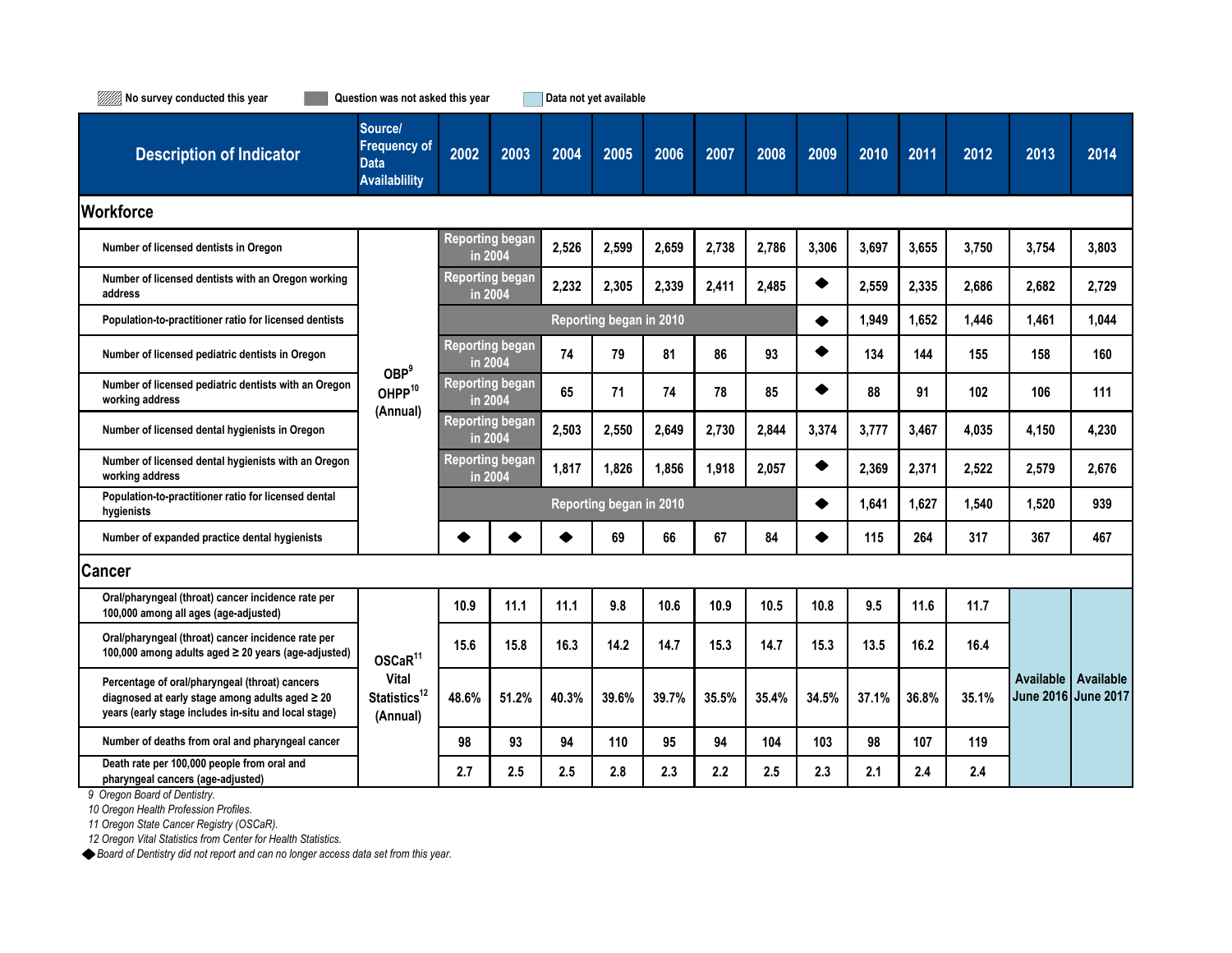No survey conducted this year | Question was not asked this year | Data not yet available

| Description of Indicator | Source/ Frequency of Data Availablility | 2002 | 2003 | 2004 | 2005 | 2006 | 2007 | 2008 | 2009 | 2010 | 2011 | 2012 | 2013 | 2014 |
|---|---|---|---|---|---|---|---|---|---|---|---|---|---|---|
| **Workforce** | | | | | | | | | | | | | | |
| Number of licensed dentists in Oregon | OBP[9] OHPP[10] (Annual) | Reporting began in 2004 | | 2,526 | 2,599 | 2,659 | 2,738 | 2,786 | 3,306 | 3,697 | 3,655 | 3,750 | 3,754 | 3,803 |
| Number of licensed dentists with an Oregon working address | | Reporting began in 2004 | | 2,232 | 2,305 | 2,339 | 2,411 | 2,485 | ◆ | 2,559 | 2,335 | 2,686 | 2,682 | 2,729 |
| Population-to-practitioner ratio for licensed dentists | | Reporting began in 2010 | | | | | | | ◆ | 1,949 | 1,652 | 1,446 | 1,461 | 1,044 |
| Number of licensed pediatric dentists in Oregon | | Reporting began in 2004 | | 74 | 79 | 81 | 86 | 93 | ◆ | 134 | 144 | 155 | 158 | 160 |
| Number of licensed pediatric dentists with an Oregon working address | | Reporting began in 2004 | | 65 | 71 | 74 | 78 | 85 | ◆ | 88 | 91 | 102 | 106 | 111 |
| Number of licensed dental hygienists in Oregon | | Reporting began in 2004 | | 2,503 | 2,550 | 2,649 | 2,730 | 2,844 | 3,374 | 3,777 | 3,467 | 4,035 | 4,150 | 4,230 |
| Number of licensed dental hygienists with an Oregon working address | | Reporting began in 2004 | | 1,817 | 1,826 | 1,856 | 1,918 | 2,057 | ◆ | 2,369 | 2,371 | 2,522 | 2,579 | 2,676 |
| Population-to-practitioner ratio for licensed dental hygienists | | Reporting began in 2010 | | | | | | | ◆ | 1,641 | 1,627 | 1,540 | 1,520 | 939 |
| Number of expanded practice dental hygienists | | ◆ | ◆ | ◆ | 69 | 66 | 67 | 84 | ◆ | 115 | 264 | 317 | 367 | 467 |
| **Cancer** | | | | | | | | | | | | | | |
| Oral/pharyngeal (throat) cancer incidence rate per 100,000 among all ages (age-adjusted) | OSCaR[11] Vital Statistics[12] (Annual) | 10.9 | 11.1 | 11.1 | 9.8 | 10.6 | 10.9 | 10.5 | 10.8 | 9.5 | 11.6 | 11.7 | Available June 2016 | Available June 2017 |
| Oral/pharyngeal (throat) cancer incidence rate per 100,000 among adults aged ≥ 20 years (age-adjusted) | | 15.6 | 15.8 | 16.3 | 14.2 | 14.7 | 15.3 | 14.7 | 15.3 | 13.5 | 16.2 | 16.4 | | |
| Percentage of oral/pharyngeal (throat) cancers diagnosed at early stage among adults aged ≥ 20 years (early stage includes in-situ and local stage) | | 48.6% | 51.2% | 40.3% | 39.6% | 39.7% | 35.5% | 35.4% | 34.5% | 37.1% | 36.8% | 35.1% | | |
| Number of deaths from oral and pharyngeal cancer | | 98 | 93 | 94 | 110 | 95 | 94 | 104 | 103 | 98 | 107 | 119 | | |
| Death rate per 100,000 people from oral and pharyngeal cancers (age-adjusted) | | 2.7 | 2.5 | 2.5 | 2.8 | 2.3 | 2.2 | 2.5 | 2.3 | 2.1 | 2.4 | 2.4 | | |

*9 Oregon Board of Dentistry.*

*10 Oregon Health Profession Profiles.*

*11 Oregon State Cancer Registry (OSCaR).*

*12 Oregon Vital Statistics from Center for Health Statistics.*

*◆ Board of Dentistry did not report and can no longer access data set from this year.*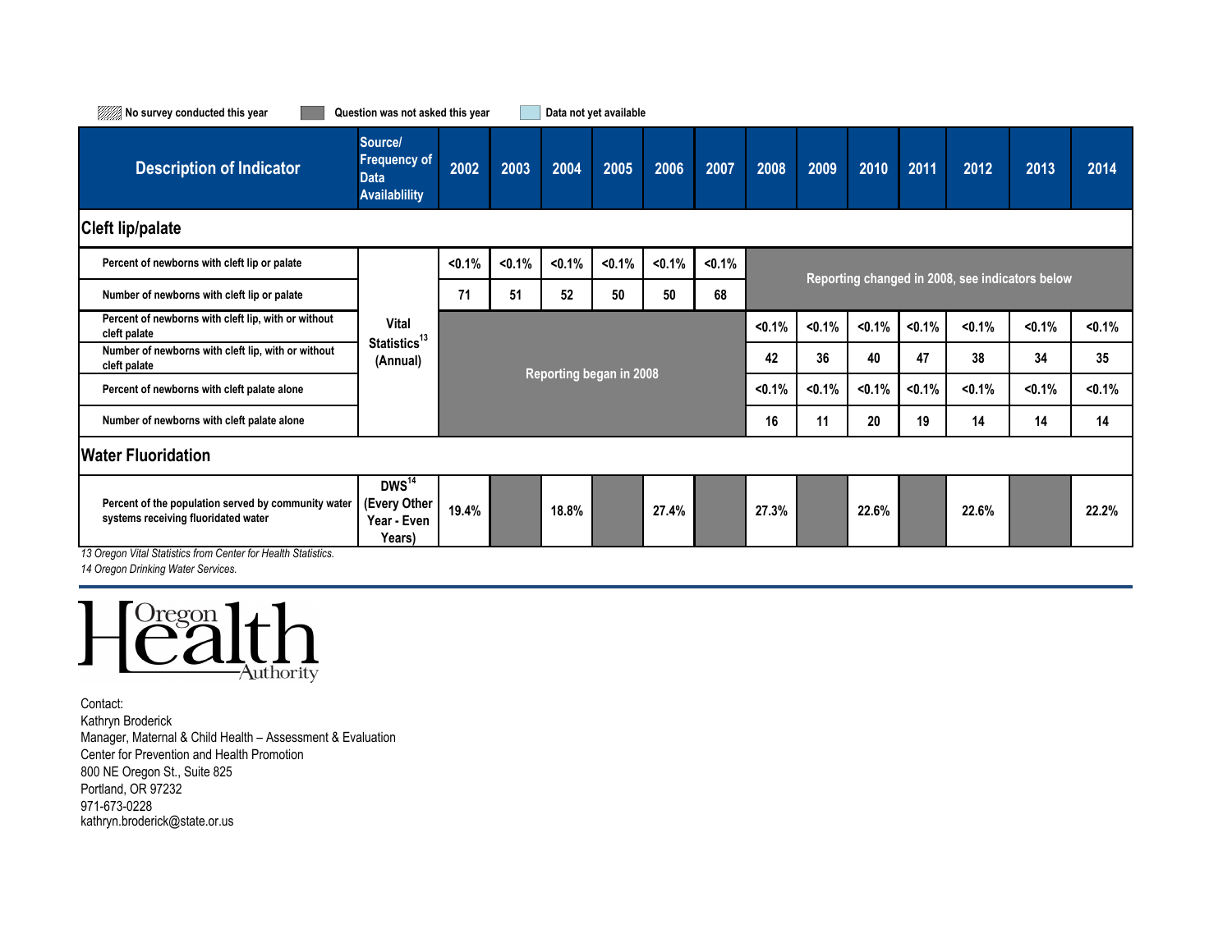No survey conducted this year | Question was not asked this year | Data not yet available

| Description of Indicator | Source/ Frequency of Data Availablility | 2002 | 2003 | 2004 | 2005 | 2006 | 2007 | 2008 | 2009 | 2010 | 2011 | 2012 | 2013 | 2014 |
|---|---|---|---|---|---|---|---|---|---|---|---|---|---|---|
| **Cleft lip/palate** | | | | | | | | | | | | | | |
| Percent of newborns with cleft lip or palate | Vital Statistics[13] (Annual) | <0.1% | <0.1% | <0.1% | <0.1% | <0.1% | <0.1% | Reporting changed in 2008, see indicators below | | | | | | |
| Number of newborns with cleft lip or palate | | 71 | 51 | 52 | 50 | 50 | 68 | | | | | | | |
| Percent of newborns with cleft lip, with or without cleft palate | | Reporting began in 2008 | | | | | | <0.1% | <0.1% | <0.1% | <0.1% | <0.1% | <0.1% | <0.1% |
| Number of newborns with cleft lip, with or without cleft palate | | | | | | | | 42 | 36 | 40 | 47 | 38 | 34 | 35 |
| Percent of newborns with cleft palate alone | | | | | | | | <0.1% | <0.1% | <0.1% | <0.1% | <0.1% | <0.1% | <0.1% |
| Number of newborns with cleft palate alone | | | | | | | | 16 | 11 | 20 | 19 | 14 | 14 | 14 |
| **Water Fluoridation** | | | | | | | | | | | | | | |
| Percent of the population served by community water systems receiving fluoridated water | DWS[14] (Every Other Year - Even Years) | 19.4% | | 18.8% | | 27.4% | | 27.3% | | 22.6% | | 22.6% | | 22.2% |

*13 Oregon Vital Statistics from Center for Health Statistics.*
*14 Oregon Drinking Water Services.*

Oregon Health Authority

Contact:
Kathryn Broderick
Manager, Maternal & Child Health – Assessment & Evaluation
Center for Prevention and Health Promotion
800 NE Oregon St., Suite 825
Portland, OR 97232
971-673-0228
kathryn.broderick@state.or.us